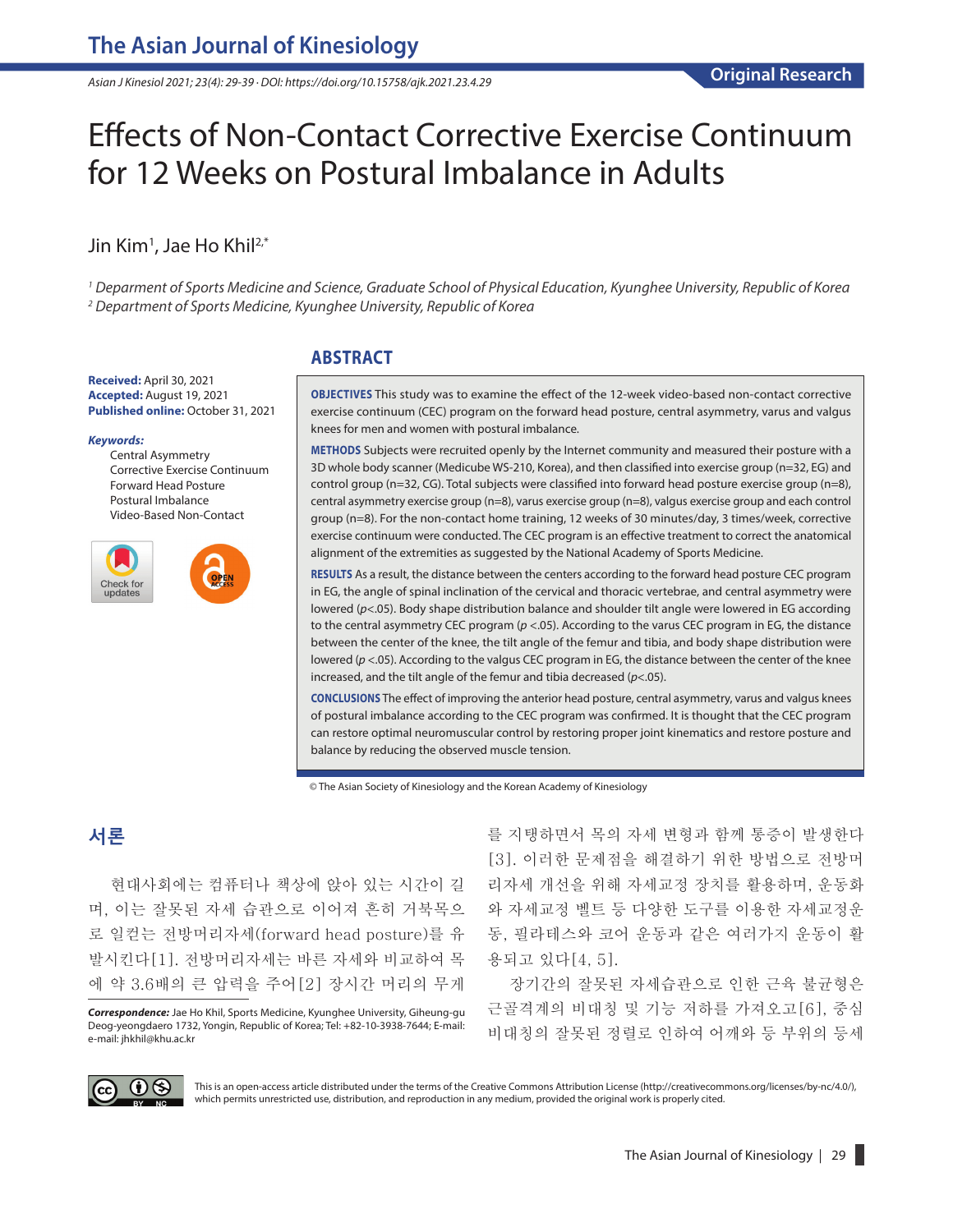Original Research

# Effects of Non-Contact Corrective Exercise Continuum for 12 Weeks on Postural Imbalance in Adults

Jin Kim[1], Jae Ho Khil[2,*]

[1] Deparment of Sports Medicine and Science, Graduate School of Physical Education, Kyunghee University, Republic of Korea
[2] Department of Sports Medicine, Kyunghee University, Republic of Korea

**Received:** April 30, 2021
**Accepted:** August 19, 2021
**Published online:** October 31, 2021

***Keywords:***
Central Asymmetry
Corrective Exercise Continuum
Forward Head Posture
Postural Imbalance
Video-Based Non-Contact

## ABSTRACT

**OBJECTIVES** This study was to examine the effect of the 12-week video-based non-contact corrective exercise continuum (CEC) program on the forward head posture, central asymmetry, varus and valgus knees for men and women with postural imbalance.

**METHODS** Subjects were recruited openly by the Internet community and measured their posture with a 3D whole body scanner (Medicube WS-210, Korea), and then classified into exercise group (n=32, EG) and control group (n=32, CG). Total subjects were classified into forward head posture exercise group (n=8), central asymmetry exercise group (n=8), varus exercise group (n=8), valgus exercise group and each control group (n=8). For the non-contact home training, 12 weeks of 30 minutes/day, 3 times/week, corrective exercise continuum were conducted. The CEC program is an effective treatment to correct the anatomical alignment of the extremities as suggested by the National Academy of Sports Medicine.

**RESULTS** As a result, the distance between the centers according to the forward head posture CEC program in EG, the angle of spinal inclination of the cervical and thoracic vertebrae, and central asymmetry were lowered ($p$<.05). Body shape distribution balance and shoulder tilt angle were lowered in EG according to the central asymmetry CEC program ($p$ <.05). According to the varus CEC program in EG, the distance between the center of the knee, the tilt angle of the femur and tibia, and body shape distribution were lowered ($p$ <.05). According to the valgus CEC program in EG, the distance between the center of the knee increased, and the tilt angle of the femur and tibia decreased ($p$<.05).

**CONCLUSIONS** The effect of improving the anterior head posture, central asymmetry, varus and valgus knees of postural imbalance according to the CEC program was confirmed. It is thought that the CEC program can restore optimal neuromuscular control by restoring proper joint kinematics and restore posture and balance by reducing the observed muscle tension.

© The Asian Society of Kinesiology and the Korean Academy of Kinesiology

## 서론

현대사회에는 컴퓨터나 책상에 앉아 있는 시간이 길며, 이는 잘못된 자세 습관으로 이어져 흔히 거북목으로 일컫는 전방머리자세(forward head posture)를 유발시킨다[1]. 전방머리자세는 바른 자세와 비교하여 목에 약 3.6배의 큰 압력을 주어[2] 장시간 머리의 무게를 지탱하면서 목의 자세 변형과 함께 통증이 발생한다[3]. 이러한 문제점을 해결하기 위한 방법으로 전방머리자세 개선을 위해 자세교정 장치를 활용하며, 운동화와 자세교정 벨트 등 다양한 도구를 이용한 자세교정운동, 필라테스와 코어 운동과 같은 여러가지 운동이 활용되고 있다[4, 5].

장기간의 잘못된 자세습관으로 인한 근육 불균형은 근골격계의 비대칭 및 기능 저하를 가져오고[6], 중심비대칭의 잘못된 정렬로 인하여 어깨와 등 부위의 등세

***Correspondence:*** Jae Ho Khil, Sports Medicine, Kyunghee University, Giheung-gu Deog-yeongdaero 1732, Yongin, Republic of Korea; Tel: +82-10-3938-7644; E-mail: e-mail: jhkhil@khu.ac.kr

This is an open-access article distributed under the terms of the Creative Commons Attribution License (http://creativecommons.org/licenses/by-nc/4.0/), which permits unrestricted use, distribution, and reproduction in any medium, provided the original work is properly cited.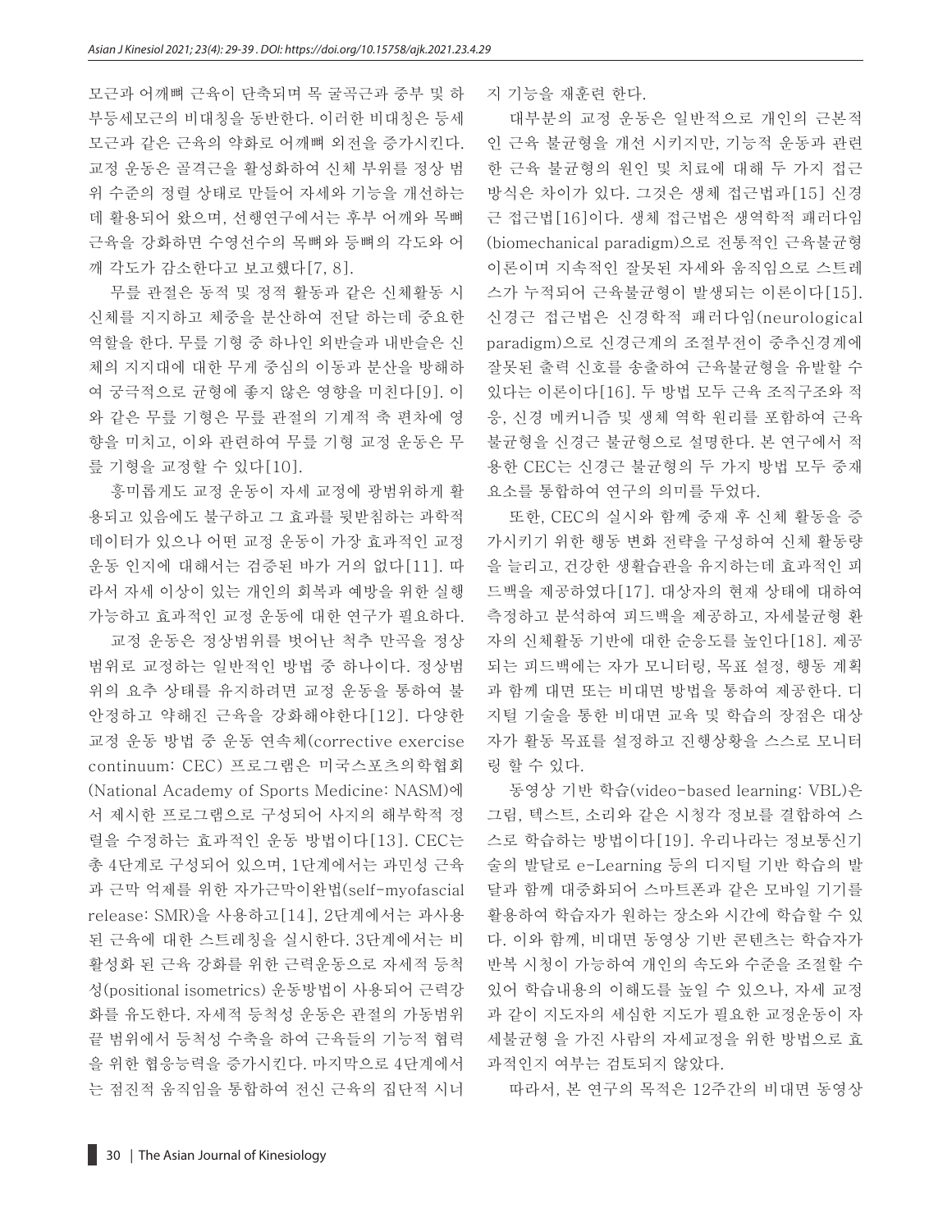모근과 어깨뼈 근육이 단축되며 목 굴곡근과 중부 및 하부등세모근의 비대칭을 동반한다. 이러한 비대칭은 등세모근과 같은 근육의 약화로 어깨뼈 외전을 증가시킨다. 교정 운동은 골격근을 활성화하여 신체 부위를 정상 범위 수준의 정렬 상태로 만들어 자세와 기능을 개선하는데 활용되어 왔으며, 선행연구에서는 후부 어깨와 목뼈 근육을 강화하면 수영선수의 목뼈와 등뼈의 각도와 어깨 각도가 감소한다고 보고했다[7, 8].

무릎 관절은 동적 및 정적 활동과 같은 신체활동 시 신체를 지지하고 체중을 분산하여 전달 하는데 중요한 역할을 한다. 무릎 기형 중 하나인 외반슬과 내반슬은 신체의 지지대에 대한 무게 중심의 이동과 분산을 방해하여 궁극적으로 균형에 좋지 않은 영향을 미친다[9]. 이와 같은 무릎 기형은 무릎 관절의 기계적 축 편차에 영향을 미치고, 이와 관련하여 무릎 기형 교정 운동은 무릎 기형을 교정할 수 있다[10].

흥미롭게도 교정 운동이 자세 교정에 광범위하게 활용되고 있음에도 불구하고 그 효과를 뒷받침하는 과학적 데이터가 있으나 어떤 교정 운동이 가장 효과적인 교정 운동 인지에 대해서는 검증된 바가 거의 없다[11]. 따라서 자세 이상이 있는 개인의 회복과 예방을 위한 실행 가능하고 효과적인 교정 운동에 대한 연구가 필요하다.

교정 운동은 정상범위를 벗어난 척추 만곡을 정상 범위로 교정하는 일반적인 방법 중 하나이다. 정상범위의 요추 상태를 유지하려면 교정 운동을 통하여 불안정하고 약해진 근육을 강화해야한다[12]. 다양한 교정 운동 방법 중 운동 연속체(corrective exercise continuum: CEC) 프로그램은 미국스포츠의학협회(National Academy of Sports Medicine: NASM)에서 제시한 프로그램으로 구성되어 사지의 해부학적 정렬을 수정하는 효과적인 운동 방법이다[13]. CEC는 총 4단계로 구성되어 있으며, 1단계에서는 과민성 근육과 근막 억제를 위한 자가근막이완법(self-myofascial release: SMR)을 사용하고[14], 2단계에서는 과사용된 근육에 대한 스트레칭을 실시한다. 3단계에서는 비활성화 된 근육 강화를 위한 근력운동으로 자세적 등척성(positional isometrics) 운동방법이 사용되어 근력강화를 유도한다. 자세적 등척성 운동은 관절의 가동범위 끝 범위에서 등척성 수축을 하여 근육들의 기능적 협력을 위한 협응능력을 증가시킨다. 마지막으로 4단계에서는 점진적 움직임을 통합하여 전신 근육의 집단적 시너지 기능을 재훈련 한다.

대부분의 교정 운동은 일반적으로 개인의 근본적인 근육 불균형을 개선 시키지만, 기능적 운동과 관련한 근육 불균형의 원인 및 치료에 대해 두 가지 접근 방식은 차이가 있다. 그것은 생체 접근법과[15] 신경근 접근법[16]이다. 생체 접근법은 생역학적 패러다임(biomechanical paradigm)으로 전통적인 근육불균형 이론이며 지속적인 잘못된 자세와 움직임으로 스트레스가 누적되어 근육불균형이 발생되는 이론이다[15]. 신경근 접근법은 신경학적 패러다임(neurological paradigm)으로 신경근계의 조절부전이 중추신경계에 잘못된 출력 신호를 송출하여 근육불균형을 유발할 수 있다는 이론이다[16]. 두 방법 모두 근육 조직구조와 적응, 신경 메커니즘 및 생체 역학 원리를 포함하여 근육불균형을 신경근 불균형으로 설명한다. 본 연구에서 적용한 CEC는 신경근 불균형의 두 가지 방법 모두 중재 요소를 통합하여 연구의 의미를 두었다.

또한, CEC의 실시와 함께 중재 후 신체 활동을 증가시키기 위한 행동 변화 전략을 구성하여 신체 활동량을 늘리고, 건강한 생활습관을 유지하는데 효과적인 피드백을 제공하였다[17]. 대상자의 현재 상태에 대하여 측정하고 분석하여 피드백을 제공하고, 자세불균형 환자의 신체활동 기반에 대한 순응도를 높인다[18]. 제공되는 피드백에는 자가 모니터링, 목표 설정, 행동 계획과 함께 대면 또는 비대면 방법을 통하여 제공한다. 디지털 기술을 통한 비대면 교육 및 학습의 장점은 대상자가 활동 목표를 설정하고 진행상황을 스스로 모니터링 할 수 있다.

동영상 기반 학습(video-based learning: VBL)은 그림, 텍스트, 소리와 같은 시청각 정보를 결합하여 스스로 학습하는 방법이다[19]. 우리나라는 정보통신기술의 발달로 e-Learning 등의 디지털 기반 학습의 발달과 함께 대중화되어 스마트폰과 같은 모바일 기기를 활용하여 학습자가 원하는 장소와 시간에 학습할 수 있다. 이와 함께, 비대면 동영상 기반 콘텐츠는 학습자가 반복 시청이 가능하여 개인의 속도와 수준을 조절할 수 있어 학습내용의 이해도를 높일 수 있으나, 자세 교정과 같이 지도자의 세심한 지도가 필요한 교정운동이 자세불균형 을 가진 사람의 자세교정을 위한 방법으로 효과적인지 여부는 검토되지 않았다.

따라서, 본 연구의 목적은 12주간의 비대면 동영상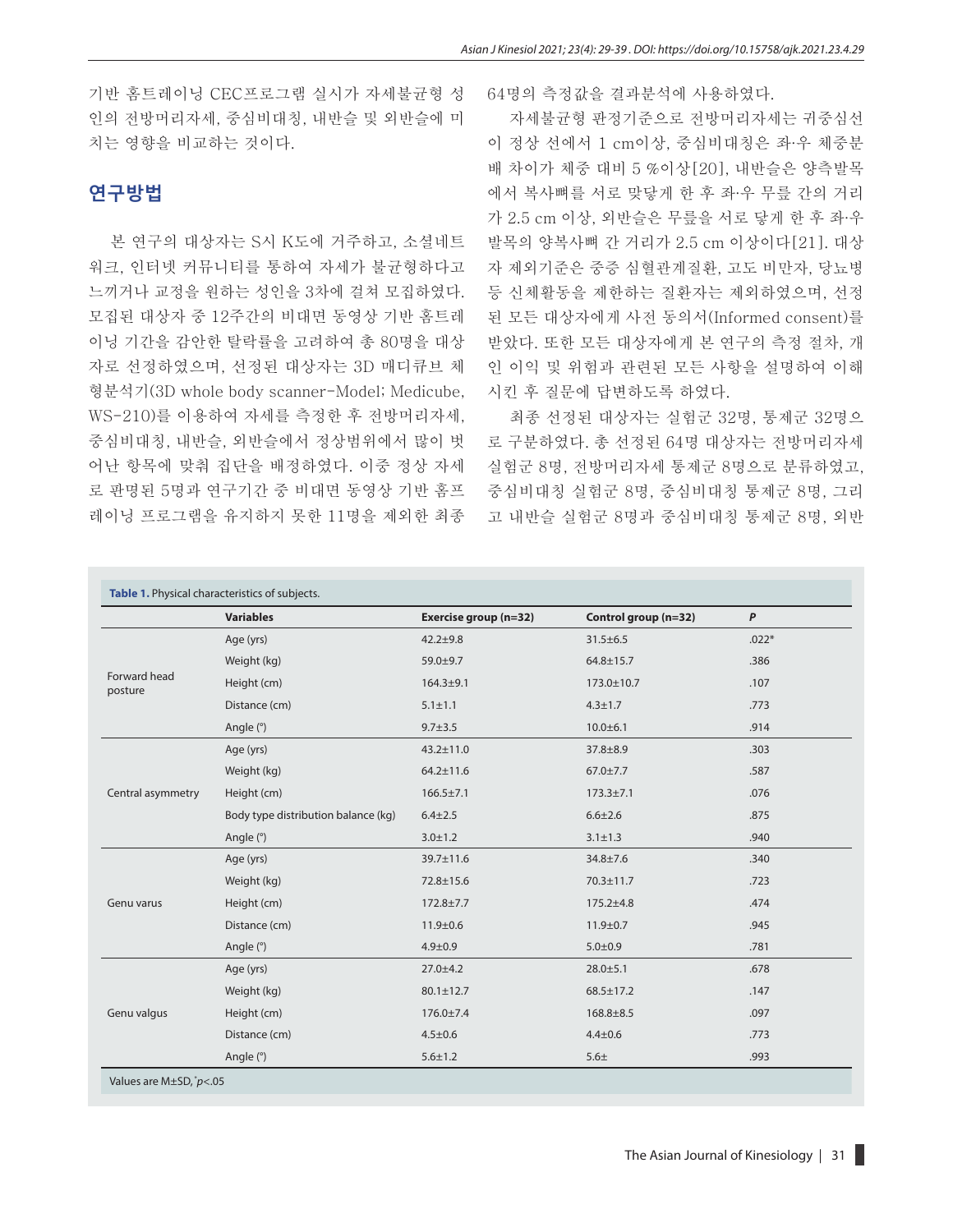기반 홈트레이닝 CEC프로그램 실시가 자세불균형 성인의 전방머리자세, 중심비대칭, 내반슬 및 외반슬에 미치는 영향을 비교하는 것이다.

## 연구방법

본 연구의 대상자는 S시 K도에 거주하고, 소셜네트워크, 인터넷 커뮤니티를 통하여 자세가 불균형하다고 느끼거나 교정을 원하는 성인을 3차에 걸쳐 모집하였다. 모집된 대상자 중 12주간의 비대면 동영상 기반 홈트레이닝 기간을 감안한 탈락률을 고려하여 총 80명을 대상자로 선정하였으며, 선정된 대상자는 3D 매디큐브 체형분석기(3D whole body scanner-Model; Medicube, WS-210)를 이용하여 자세를 측정한 후 전방머리자세, 중심비대칭, 내반슬, 외반슬에서 정상범위에서 많이 벗어난 항목에 맞춰 집단을 배정하였다. 이중 정상 자세로 판명된 5명과 연구기간 중 비대면 동영상 기반 홈프레이닝 프로그램을 유지하지 못한 11명을 제외한 최종 64명의 측정값을 결과분석에 사용하였다.

자세불균형 판정기준으로 전방머리자세는 귀중심선이 정상 선에서 1 cm이상, 중심비대칭은 좌·우 체중분배 차이가 체중 대비 5 %이상[20], 내반슬은 양측발목에서 복사뼈를 서로 맞닿게 한 후 좌·우 무릎 간의 거리가 2.5 cm 이상, 외반슬은 무릎을 서로 닿게 한 후 좌·우 발목의 양복사뼈 간 거리가 2.5 cm 이상이다[21]. 대상자 제외기준은 중증 심혈관계질환, 고도 비만자, 당뇨병 등 신체활동을 제한하는 질환자는 제외하였으며, 선정된 모든 대상자에게 사전 동의서(Informed consent)를 받았다. 또한 모든 대상자에게 본 연구의 측정 절차, 개인 이익 및 위험과 관련된 모든 사항을 설명하여 이해시킨 후 질문에 답변하도록 하였다.

최종 선정된 대상자는 실험군 32명, 통제군 32명으로 구분하였다. 총 선정된 64명 대상자는 전방머리자세 실험군 8명, 전방머리자세 통제군 8명으로 분류하였고, 중심비대칭 실험군 8명, 중심비대칭 통제군 8명, 그리고 내반슬 실험군 8명과 중심비대칭 통제군 8명, 외반

**Table 1.** Physical characteristics of subjects.

| | Variables | Exercise group (n=32) | Control group (n=32) | *P* |
|---|---|---|---|---|
| Forward head posture | Age (yrs) | 42.2±9.8 | 31.5±6.5 | .022* |
| | Weight (kg) | 59.0±9.7 | 64.8±15.7 | .386 |
| | Height (cm) | 164.3±9.1 | 173.0±10.7 | .107 |
| | Distance (cm) | 5.1±1.1 | 4.3±1.7 | .773 |
| | Angle (°) | 9.7±3.5 | 10.0±6.1 | .914 |
| Central asymmetry | Age (yrs) | 43.2±11.0 | 37.8±8.9 | .303 |
| | Weight (kg) | 64.2±11.6 | 67.0±7.7 | .587 |
| | Height (cm) | 166.5±7.1 | 173.3±7.1 | .076 |
| | Body type distribution balance (kg) | 6.4±2.5 | 6.6±2.6 | .875 |
| | Angle (°) | 3.0±1.2 | 3.1±1.3 | .940 |
| Genu varus | Age (yrs) | 39.7±11.6 | 34.8±7.6 | .340 |
| | Weight (kg) | 72.8±15.6 | 70.3±11.7 | .723 |
| | Height (cm) | 172.8±7.7 | 175.2±4.8 | .474 |
| | Distance (cm) | 11.9±0.6 | 11.9±0.7 | .945 |
| | Angle (°) | 4.9±0.9 | 5.0±0.9 | .781 |
| Genu valgus | Age (yrs) | 27.0±4.2 | 28.0±5.1 | .678 |
| | Weight (kg) | 80.1±12.7 | 68.5±17.2 | .147 |
| | Height (cm) | 176.0±7.4 | 168.8±8.5 | .097 |
| | Distance (cm) | 4.5±0.6 | 4.4±0.6 | .773 |
| | Angle (°) | 5.6±1.2 | 5.6± | .993 |

Values are M±SD, *$p$<.05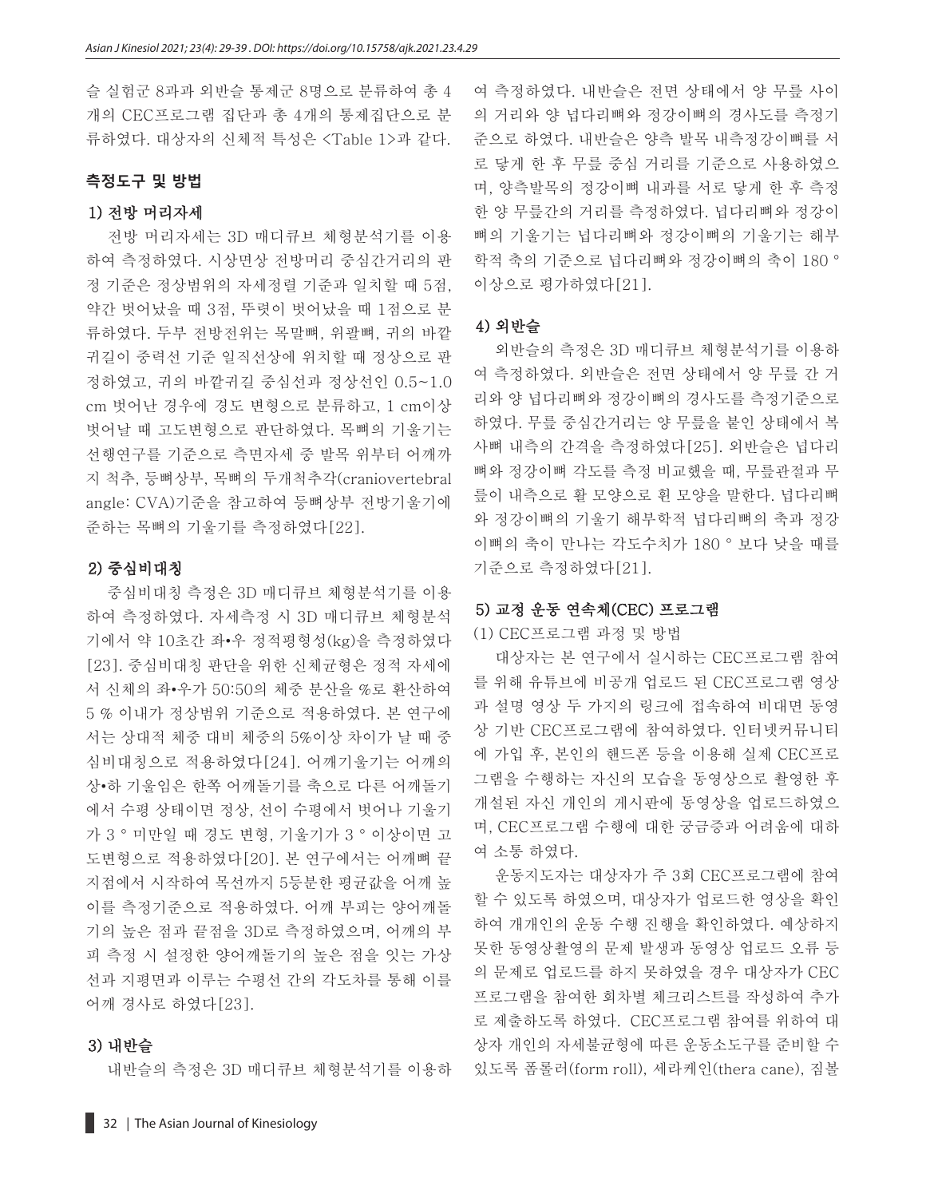슬 실험군 8과과 외반슬 통제군 8명으로 분류하여 총 4개의 CEC프로그램 집단과 총 4개의 통제집단으로 분류하였다. 대상자의 신체적 특성은 <Table 1>과 같다.

## 측정도구 및 방법

### 1) 전방 머리자세

전방 머리자세는 3D 매디큐브 체형분석기를 이용하여 측정하였다. 시상면상 전방머리 중심간거리의 판정 기준은 정상범위의 자세정렬 기준과 일치할 때 5점, 약간 벗어났을 때 3점, 뚜렷이 벗어났을 때 1점으로 분류하였다. 두부 전방전위는 목말뼈, 위팔뼈, 귀의 바깥귀길이 중력선 기준 일직선상에 위치할 때 정상으로 판정하였고, 귀의 바깥귀길 중심선과 정상선인 0.5~1.0 cm 벗어난 경우에 경도 변형으로 분류하고, 1 cm이상 벗어날 때 고도변형으로 판단하였다. 목뼈의 기울기는 선행연구를 기준으로 측면자세 중 발목 위부터 어깨까지 척추, 등뼈상부, 목뼈의 두개척추각(craniovertebral angle: CVA)기준을 참고하여 등뼈상부 전방기울기에 준하는 목뼈의 기울기를 측정하였다[22].

### 2) 중심비대칭

중심비대칭 측정은 3D 매디큐브 체형분석기를 이용하여 측정하였다. 자세측정 시 3D 매디큐브 체형분석기에서 약 10초간 좌•우 정적평형성(kg)을 측정하였다[23]. 중심비대칭 판단을 위한 신체균형은 정적 자세에서 신체의 좌•우가 50:50의 체중 분산을 %로 환산하여 5 % 이내가 정상범위 기준으로 적용하였다. 본 연구에서는 상대적 체중 대비 체중의 5%이상 차이가 날 때 중심비대칭으로 적용하였다[24]. 어깨기울기는 어깨의 상•하 기울임은 한쪽 어깨돌기를 축으로 다른 어깨돌기에서 수평 상태이면 정상, 선이 수평에서 벗어나 기울기가 3 ° 미만일 때 경도 변형, 기울기가 3 ° 이상이면 고도변형으로 적용하였다[20]. 본 연구에서는 어깨뼈 끝지점에서 시작하여 목선까지 5등분한 평균값을 어깨 높이를 측정기준으로 적용하였다. 어깨 부피는 양어깨돌기의 높은 점과 끝점을 3D로 측정하였으며, 어깨의 부피 측정 시 설정한 양어깨돌기의 높은 점을 잇는 가상선과 지평면과 이루는 수평선 간의 각도차를 통해 이를 어깨 경사로 하였다[23].

### 3) 내반슬

내반슬의 측정은 3D 매디큐브 체형분석기를 이용하여 측정하였다. 내반슬은 전면 상태에서 양 무릎 사이의 거리와 양 넙다리뼈와 정강이뼈의 경사도를 측정기준으로 하였다. 내반슬은 양측 발목 내측정강이뼈를 서로 닿게 한 후 무릎 중심 거리를 기준으로 사용하였으며, 양측발목의 정강이뼈 내과를 서로 닿게 한 후 측정한 양 무릎간의 거리를 측정하였다. 넙다리뼈와 정강이뼈의 기울기는 넙다리뼈와 정강이뼈의 기울기는 해부학적 축의 기준으로 넙다리뼈와 정강이뼈의 축이 180 ° 이상으로 평가하였다[21].

### 4) 외반슬

외반슬의 측정은 3D 매디큐브 체형분석기를 이용하여 측정하였다. 외반슬은 전면 상태에서 양 무릎 간 거리와 양 넙다리뼈와 정강이뼈의 경사도를 측정기준으로 하였다. 무릎 중심간거리는 양 무릎을 붙인 상태에서 복사뼈 내측의 간격을 측정하였다[25]. 외반슬은 넙다리뼈와 정강이뼈 각도를 측정 비교했을 때, 무릎관절과 무릎이 내측으로 활 모양으로 휜 모양을 말한다. 넙다리뼈와 정강이뼈의 기울기 해부학적 넙다리뼈의 축과 정강이뼈의 축이 만나는 각도수치가 180 ° 보다 낮을 때를 기준으로 측정하였다[21].

### 5) 교정 운동 연속체(CEC) 프로그램

(1) CEC프로그램 과정 및 방법

대상자는 본 연구에서 실시하는 CEC프로그램 참여를 위해 유튜브에 비공개 업로드 된 CEC프로그램 영상과 설명 영상 두 가지의 링크에 접속하여 비대면 동영상 기반 CEC프로그램에 참여하였다. 인터넷커뮤니티에 가입 후, 본인의 핸드폰 등을 이용해 실제 CEC프로그램을 수행하는 자신의 모습을 동영상으로 촬영한 후 개설된 자신 개인의 게시판에 동영상을 업로드하였으며, CEC프로그램 수행에 대한 궁금증과 어려움에 대하여 소통 하였다.

운동지도자는 대상자가 주 3회 CEC프로그램에 참여할 수 있도록 하였으며, 대상자가 업로드한 영상을 확인하여 개개인의 운동 수행 진행을 확인하였다. 예상하지 못한 동영상촬영의 문제 발생과 동영상 업로드 오류 등의 문제로 업로드를 하지 못하였을 경우 대상자가 CEC 프로그램을 참여한 회차별 체크리스트를 작성하여 추가로 제출하도록 하였다. CEC프로그램 참여를 위하여 대상자 개인의 자세불균형에 따른 운동소도구를 준비할 수 있도록 폼롤러(form roll), 세라케인(thera cane), 짐볼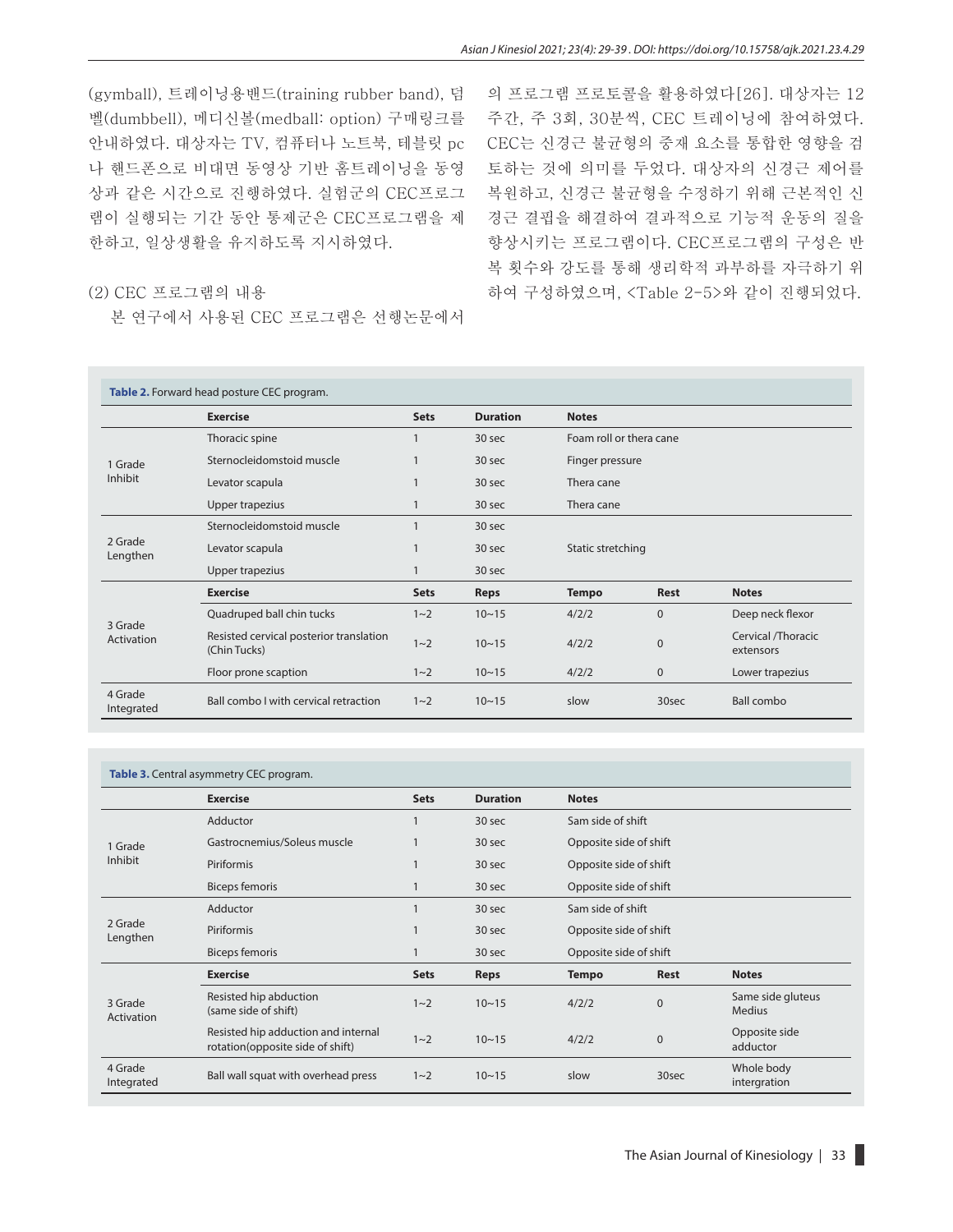(gymball), 트레이닝용밴드(training rubber band), 덤벨(dumbbell), 메디신볼(medball: option) 구매링크를 안내하였다. 대상자는 TV, 컴퓨터나 노트북, 테블릿 pc나 핸드폰으로 비대면 동영상 기반 홈트레이닝을 동영상과 같은 시간으로 진행하였다. 실험군의 CEC프로그램이 실행되는 기간 동안 통제군은 CEC프로그램을 제한하고, 일상생활을 유지하도록 지시하였다.

(2) CEC 프로그램의 내용

본 연구에서 사용된 CEC 프로그램은 선행논문에서의 프로그램 프로토콜을 활용하였다[26]. 대상자는 12주간, 주 3회, 30분씩, CEC 트레이닝에 참여하였다. CEC는 신경근 불균형의 중재 요소를 통합한 영향을 검토하는 것에 의미를 두었다. 대상자의 신경근 제어를 복원하고, 신경근 불균형을 수정하기 위해 근본적인 신경근 결핍을 해결하여 결과적으로 기능적 운동의 질을 향상시키는 프로그램이다. CEC프로그램의 구성은 반복 횟수와 강도를 통해 생리학적 과부하를 자극하기 위하여 구성하였으며, <Table 2-5>와 같이 진행되었다.

**Table 2.** Forward head posture CEC program.

| | Exercise | Sets | Duration | Notes | | |
|---|---|---|---|---|---|---|
| 1 Grade Inhibit | Thoracic spine | 1 | 30 sec | Foam roll or thera cane | | |
| | Sternocleidomstoid muscle | 1 | 30 sec | Finger pressure | | |
| | Levator scapula | 1 | 30 sec | Thera cane | | |
| | Upper trapezius | 1 | 30 sec | Thera cane | | |
| 2 Grade Lengthen | Sternocleidomstoid muscle | 1 | 30 sec | Static stretching | | |
| | Levator scapula | 1 | 30 sec | | | |
| | Upper trapezius | 1 | 30 sec | | | |
| | **Exercise** | **Sets** | **Reps** | **Tempo** | **Rest** | **Notes** |
| 3 Grade Activation | Quadruped ball chin tucks | 1~2 | 10~15 | 4/2/2 | 0 | Deep neck flexor |
| | Resisted cervical posterior translation (Chin Tucks) | 1~2 | 10~15 | 4/2/2 | 0 | Cervical /Thoracic extensors |
| | Floor prone scaption | 1~2 | 10~15 | 4/2/2 | 0 | Lower trapezius |
| 4 Grade Integrated | Ball combo I with cervical retraction | 1~2 | 10~15 | slow | 30sec | Ball combo |

**Table 3.** Central asymmetry CEC program.

| | Exercise | Sets | Duration | Notes | | |
|---|---|---|---|---|---|---|
| 1 Grade Inhibit | Adductor | 1 | 30 sec | Sam side of shift | | |
| | Gastrocnemius/Soleus muscle | 1 | 30 sec | Opposite side of shift | | |
| | Piriformis | 1 | 30 sec | Opposite side of shift | | |
| | Biceps femoris | 1 | 30 sec | Opposite side of shift | | |
| 2 Grade Lengthen | Adductor | 1 | 30 sec | Sam side of shift | | |
| | Piriformis | 1 | 30 sec | Opposite side of shift | | |
| | Biceps femoris | 1 | 30 sec | Opposite side of shift | | |
| | **Exercise** | **Sets** | **Reps** | **Tempo** | **Rest** | **Notes** |
| 3 Grade Activation | Resisted hip abduction (same side of shift) | 1~2 | 10~15 | 4/2/2 | 0 | Same side gluteus Medius |
| | Resisted hip adduction and internal rotation(opposite side of shift) | 1~2 | 10~15 | 4/2/2 | 0 | Opposite side adductor |
| 4 Grade Integrated | Ball wall squat with overhead press | 1~2 | 10~15 | slow | 30sec | Whole body intergration |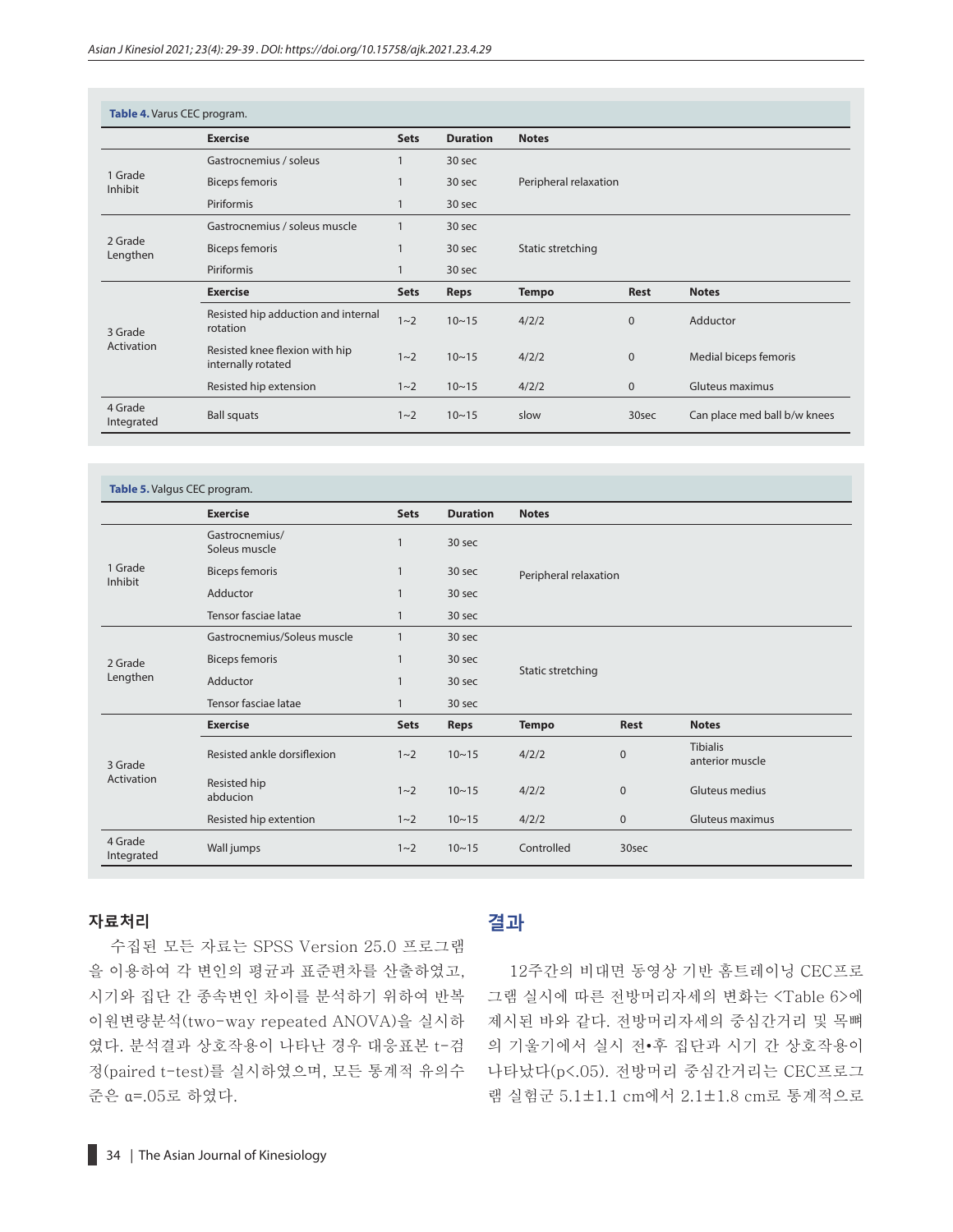Table 4. Varus CEC program.

| | Exercise | Sets | Duration | Notes | | |
|---|---|---|---|---|---|---|
| 1 Grade Inhibit | Gastrocnemius / soleus | 1 | 30 sec | Peripheral relaxation | | |
| | Biceps femoris | 1 | 30 sec | | | |
| | Piriformis | 1 | 30 sec | | | |
| 2 Grade Lengthen | Gastrocnemius / soleus muscle | 1 | 30 sec | Static stretching | | |
| | Biceps femoris | 1 | 30 sec | | | |
| | Piriformis | 1 | 30 sec | | | |
| | **Exercise** | **Sets** | **Reps** | **Tempo** | **Rest** | **Notes** |
| 3 Grade Activation | Resisted hip adduction and internal rotation | 1~2 | 10~15 | 4/2/2 | 0 | Adductor |
| | Resisted knee flexion with hip internally rotated | 1~2 | 10~15 | 4/2/2 | 0 | Medial biceps femoris |
| | Resisted hip extension | 1~2 | 10~15 | 4/2/2 | 0 | Gluteus maximus |
| 4 Grade Integrated | Ball squats | 1~2 | 10~15 | slow | 30sec | Can place med ball b/w knees |

Table 5. Valgus CEC program.

| | Exercise | Sets | Duration | Notes | | |
|---|---|---|---|---|---|---|
| 1 Grade Inhibit | Gastrocnemius/ Soleus muscle | 1 | 30 sec | Peripheral relaxation | | |
| | Biceps femoris | 1 | 30 sec | | | |
| | Adductor | 1 | 30 sec | | | |
| | Tensor fasciae latae | 1 | 30 sec | | | |
| 2 Grade Lengthen | Gastrocnemius/Soleus muscle | 1 | 30 sec | Static stretching | | |
| | Biceps femoris | 1 | 30 sec | | | |
| | Adductor | 1 | 30 sec | | | |
| | Tensor fasciae latae | 1 | 30 sec | | | |
| | **Exercise** | **Sets** | **Reps** | **Tempo** | **Rest** | **Notes** |
| 3 Grade Activation | Resisted ankle dorsiflexion | 1~2 | 10~15 | 4/2/2 | 0 | Tibialis anterior muscle |
| | Resisted hip abducion | 1~2 | 10~15 | 4/2/2 | 0 | Gluteus medius |
| | Resisted hip extention | 1~2 | 10~15 | 4/2/2 | 0 | Gluteus maximus |
| 4 Grade Integrated | Wall jumps | 1~2 | 10~15 | Controlled | 30sec | |

## 자료처리

수집된 모든 자료는 SPSS Version 25.0 프로그램을 이용하여 각 변인의 평균과 표준편차를 산출하였고, 시기와 집단 간 종속변인 차이를 분석하기 위하여 반복이원변량분석(two-way repeated ANOVA)을 실시하였다. 분석결과 상호작용이 나타난 경우 대응표본 t-검정(paired t-test)를 실시하였으며, 모든 통계적 유의수준은 α=.05로 하였다.

# 결과

12주간의 비대면 동영상 기반 홈트레이닝 CEC프로그램 실시에 따른 전방머리자세의 변화는 <Table 6>에 제시된 바와 같다. 전방머리자세의 중심간거리 및 목뼈의 기울기에서 실시 전•후 집단과 시기 간 상호작용이 나타났다(p<.05). 전방머리 중심간거리는 CEC프로그램 실험군 5.1±1.1 cm에서 2.1±1.8 cm로 통계적으로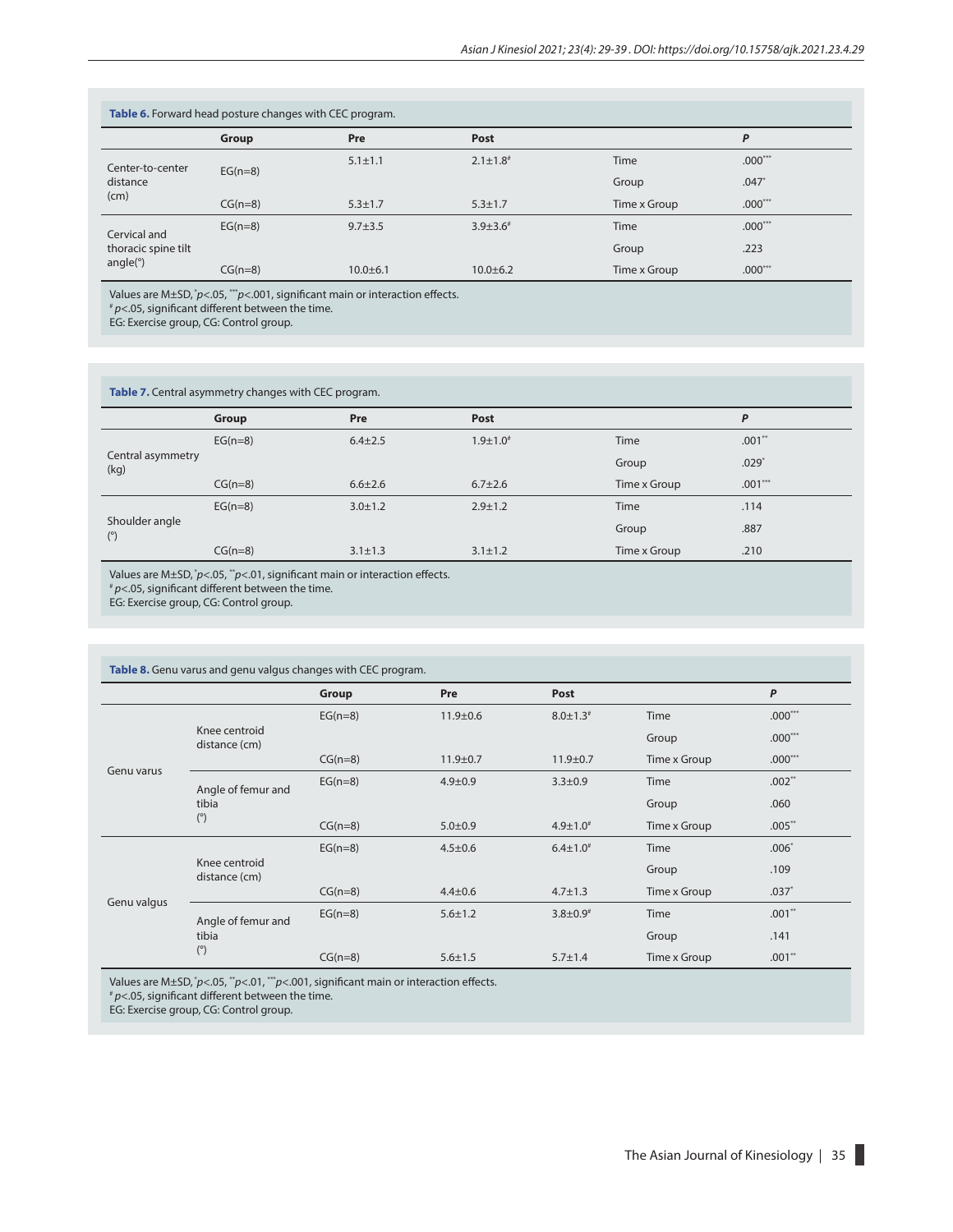**Table 6.** Forward head posture changes with CEC program.

| | Group | Pre | Post | | P |
|---|---|---|---|---|---|
| Center-to-center distance (cm) | EG(n=8) | 5.1±1.1 | 2.1±1.8# | Time | .000*** |
| | | | | Group | .047* |
| | CG(n=8) | 5.3±1.7 | 5.3±1.7 | Time x Group | .000*** |
| Cervical and thoracic spine tilt angle(°) | EG(n=8) | 9.7±3.5 | 3.9±3.6# | Time | .000*** |
| | | | | Group | .223 |
| | CG(n=8) | 10.0±6.1 | 10.0±6.2 | Time x Group | .000*** |

Values are M±SD, *$p<.05$, ***$p<.001$, significant main or interaction effects.
# $p<.05$, significant different between the time.
EG: Exercise group, CG: Control group.

**Table 7.** Central asymmetry changes with CEC program.

| | Group | Pre | Post | | P |
|---|---|---|---|---|---|
| Central asymmetry (kg) | EG(n=8) | 6.4±2.5 | 1.9±1.0# | Time | .001** |
| | | | | Group | .029* |
| | CG(n=8) | 6.6±2.6 | 6.7±2.6 | Time x Group | .001*** |
| Shoulder angle (°) | EG(n=8) | 3.0±1.2 | 2.9±1.2 | Time | .114 |
| | | | | Group | .887 |
| | CG(n=8) | 3.1±1.3 | 3.1±1.2 | Time x Group | .210 |

Values are M±SD, *$p<.05$, **$p<.01$, significant main or interaction effects.
# $p<.05$, significant different between the time.
EG: Exercise group, CG: Control group.

**Table 8.** Genu varus and genu valgus changes with CEC program.

| | | Group | Pre | Post | | P |
|---|---|---|---|---|---|---|
| Genu varus | Knee centroid distance (cm) | EG(n=8) | 11.9±0.6 | 8.0±1.3# | Time | .000*** |
| | | | | | Group | .000*** |
| | | CG(n=8) | 11.9±0.7 | 11.9±0.7 | Time x Group | .000*** |
| | Angle of femur and tibia (°) | EG(n=8) | 4.9±0.9 | 3.3±0.9 | Time | .002** |
| | | | | | Group | .060 |
| | | CG(n=8) | 5.0±0.9 | 4.9±1.0# | Time x Group | .005** |
| Genu valgus | Knee centroid distance (cm) | EG(n=8) | 4.5±0.6 | 6.4±1.0# | Time | .006* |
| | | | | | Group | .109 |
| | | CG(n=8) | 4.4±0.6 | 4.7±1.3 | Time x Group | .037* |
| | Angle of femur and tibia (°) | EG(n=8) | 5.6±1.2 | 3.8±0.9# | Time | .001** |
| | | | | | Group | .141 |
| | | CG(n=8) | 5.6±1.5 | 5.7±1.4 | Time x Group | .001** |

Values are M±SD, *$p<.05$, **$p<.01$, ***$p<.001$, significant main or interaction effects.
# $p<.05$, significant different between the time.
EG: Exercise group, CG: Control group.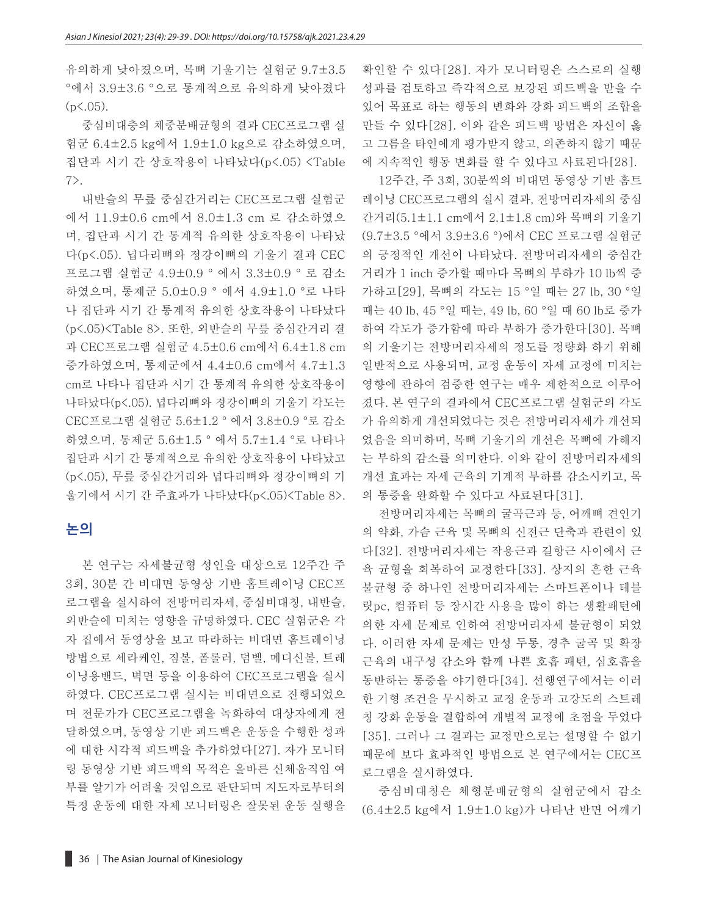유의하게 낮아졌으며, 목뼈 기울기는 실험군 9.7±3.5 °에서 3.9±3.6 °으로 통계적으로 유의하게 낮아졌다 ($p<.05$).

중심비대층의 체중분배균형의 결과 CEC프로그램 실험군 6.4±2.5 kg에서 1.9±1.0 kg으로 감소하였으며, 집단과 시기 간 상호작용이 나타났다($p<.05$) <Table 7>.

내반슬의 무릎 중심간거리는 CEC프로그램 실험군에서 11.9±0.6 cm에서 8.0±1.3 cm 로 감소하였으며, 집단과 시기 간 통계적 유의한 상호작용이 나타났다($p<.05$). 넙다리뼈와 정강이뼈의 기울기 결과 CEC 프로그램 실험군 4.9±0.9 ° 에서 3.3±0.9 ° 로 감소하였으며, 통제군 5.0±0.9 ° 에서 4.9±1.0 °로 나타나 집단과 시기 간 통계적 유의한 상호작용이 나타났다 ($p<.05$)<Table 8>. 또한, 외반슬의 무릎 중심간거리 결과 CEC프로그램 실험군 4.5±0.6 cm에서 6.4±1.8 cm 증가하였으며, 통제군에서 4.4±0.6 cm에서 4.7±1.3 cm로 나타나 집단과 시기 간 통계적 유의한 상호작용이 나타났다($p<.05$). 넙다리뼈와 정강이뼈의 기울기 각도는 CEC프로그램 실험군 5.6±1.2 ° 에서 3.8±0.9 °로 감소하였으며, 통제군 5.6±1.5 ° 에서 5.7±1.4 °로 나타나 집단과 시기 간 통계적으로 유의한 상호작용이 나타났고 ($p<.05$), 무릎 중심간거리와 넙다리뼈와 정강이뼈의 기울기에서 시기 간 주효과가 나타났다($p<.05$)<Table 8>.

## 논의

본 연구는 자세불균형 성인을 대상으로 12주간 주 3회, 30분 간 비대면 동영상 기반 홈트레이닝 CEC프로그램을 실시하여 전방머리자세, 중심비대칭, 내반슬, 외반슬에 미치는 영향을 규명하였다. CEC 실험군은 각자 집에서 동영상을 보고 따라하는 비대면 홈트레이닝 방법으로 세라케인, 짐볼, 폼롤러, 덤벨, 메디신볼, 트레이닝용밴드, 벽면 등을 이용하여 CEC프로그램을 실시하였다. CEC프로그램 실시는 비대면으로 진행되었으며 전문가가 CEC프로그램을 녹화하여 대상자에게 전달하였으며, 동영상 기반 피드백은 운동을 수행한 성과에 대한 시각적 피드백을 추가하였다[27]. 자가 모니터링 동영상 기반 피드백의 목적은 올바른 신체움직임 여부를 알기가 어려울 것임으로 판단되며 지도자로부터의 특정 운동에 대한 자체 모니터링은 잘못된 운동 실행을 확인할 수 있다[28]. 자가 모니터링은 스스로의 실행 성과를 검토하고 즉각적으로 보강된 피드백을 받을 수 있어 목표로 하는 행동의 변화와 강화 피드백의 조합을 만들 수 있다[28]. 이와 같은 피드백 방법은 자신이 옳고 그름을 타인에게 평가받지 않고, 의존하지 않기 때문에 지속적인 행동 변화를 할 수 있다고 사료된다[28].

12주간, 주 3회, 30분씩의 비대면 동영상 기반 홈트레이닝 CEC프로그램의 실시 결과, 전방머리자세의 중심간거리(5.1±1.1 cm에서 2.1±1.8 cm)와 목뼈의 기울기(9.7±3.5 °에서 3.9±3.6 °)에서 CEC 프로그램 실험군의 긍정적인 개선이 나타났다. 전방머리자세의 중심간거리가 1 inch 증가할 때마다 목뼈의 부하가 10 lb씩 증가하고[29], 목뼈의 각도는 15 °일 때는 27 lb, 30 °일 때는 40 lb, 45 °일 때는, 49 lb, 60 °일 때 60 lb로 증가하여 각도가 증가함에 따라 부하가 증가한다[30]. 목뼈의 기울기는 전방머리자세의 정도를 정량화 하기 위해 일반적으로 사용되며, 교정 운동이 자세 교정에 미치는 영향에 관하여 검증한 연구는 매우 제한적으로 이루어졌다. 본 연구의 결과에서 CEC프로그램 실험군의 각도가 유의하게 개선되었다는 것은 전방머리자세가 개선되었음을 의미하며, 목뼈 기울기의 개선은 목뼈에 가해지는 부하의 감소를 의미한다. 이와 같이 전방머리자세의 개선 효과는 자세 근육의 기계적 부하를 감소시키고, 목의 통증을 완화할 수 있다고 사료된다[31].

전방머리자세는 목뼈의 굴곡근과 등, 어깨뼈 견인기의 약화, 가슴 근육 및 목뼈의 신전근 단축과 관련이 있다[32]. 전방머리자세는 작용근과 길항근 사이에서 근육 균형을 회복하여 교정한다[33]. 상지의 흔한 근육 불균형 중 하나인 전방머리자세는 스마트폰이나 테블릿pc, 컴퓨터 등 장시간 사용을 많이 하는 생활패턴에 의한 자세 문제로 인하여 전방머리자세 불균형이 되었다. 이러한 자세 문제는 만성 두통, 경추 굴곡 및 확장 근육의 내구성 감소와 함께 나쁜 호흡 패턴, 심호흡을 동반하는 통증을 야기한다[34]. 선행연구에서는 이러한 기형 조건을 무시하고 교정 운동과 고강도의 스트레칭 강화 운동을 결합하여 개별적 교정에 초점을 두었다[35]. 그러나 그 결과는 교정만으로는 설명할 수 없기 때문에 보다 효과적인 방법으로 본 연구에서는 CEC프로그램을 실시하였다.

중심비대칭은 체형분배균형의 실험군에서 감소(6.4±2.5 kg에서 1.9±1.0 kg)가 나타난 반면 어깨기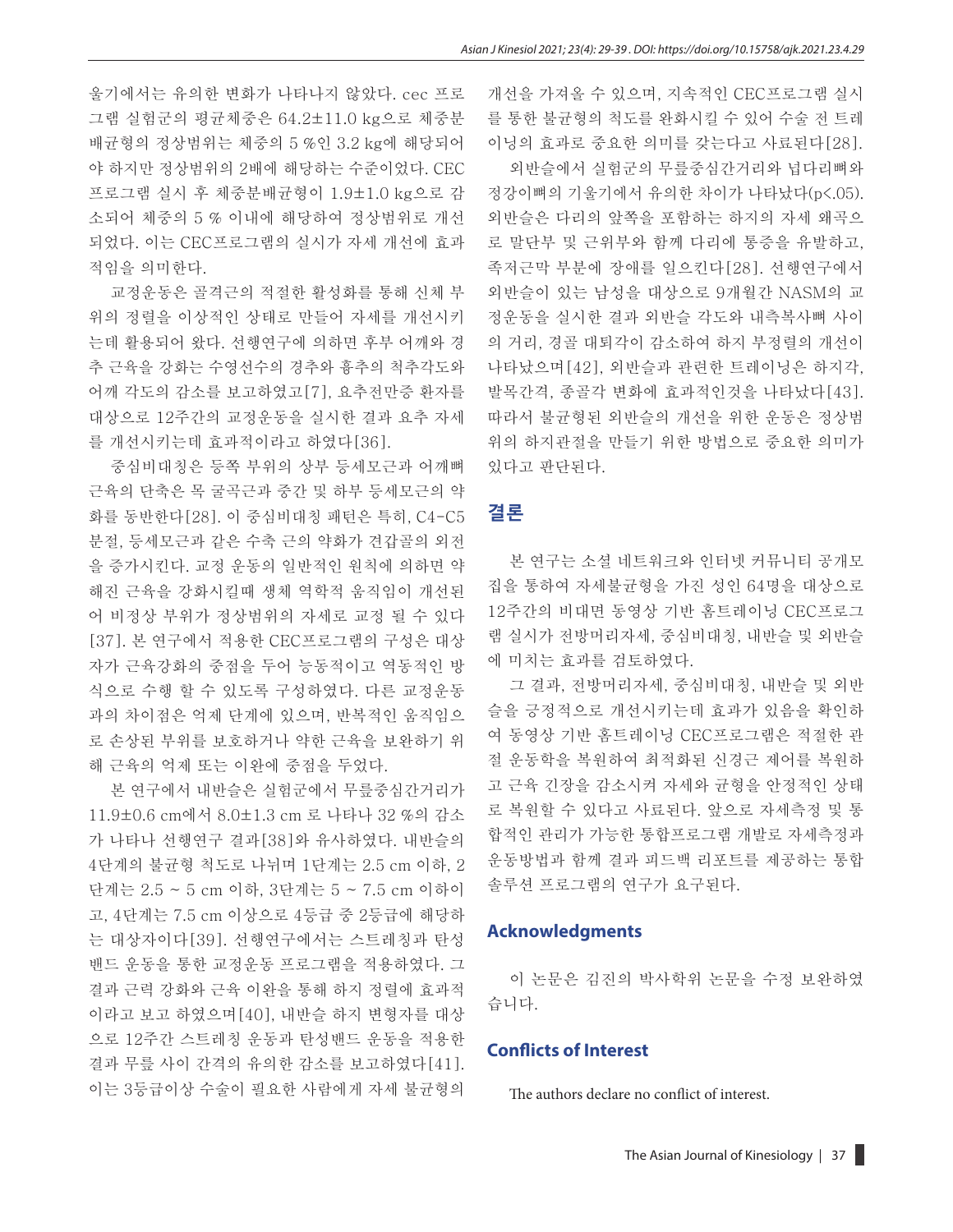울기에서는 유의한 변화가 나타나지 않았다. cec 프로그램 실험군의 평균체중은 64.2±11.0 kg으로 체중분배균형의 정상범위는 체중의 5 %인 3.2 kg에 해당되어야 하지만 정상범위의 2배에 해당하는 수준이었다. CEC 프로그램 실시 후 체중분배균형이 1.9±1.0 kg으로 감소되어 체중의 5 % 이내에 해당하여 정상범위로 개선되었다. 이는 CEC프로그램의 실시가 자세 개선에 효과적임을 의미한다.

교정운동은 골격근의 적절한 활성화를 통해 신체 부위의 정렬을 이상적인 상태로 만들어 자세를 개선시키는데 활용되어 왔다. 선행연구에 의하면 후부 어깨와 경추 근육을 강화는 수영선수의 경추와 흉추의 척추각도와 어깨 각도의 감소를 보고하였고[7], 요추전만증 환자를 대상으로 12주간의 교정운동을 실시한 결과 요추 자세를 개선시키는데 효과적이라고 하였다[36].

중심비대칭은 등쪽 부위의 상부 등세모근과 어깨뼈 근육의 단축은 목 굴곡근과 중간 및 하부 등세모근의 약화를 동반한다[28]. 이 중심비대칭 패턴은 특히, C4-C5 분절, 등세모근과 같은 수축 근의 약화가 견갑골의 외전을 증가시킨다. 교정 운동의 일반적인 원칙에 의하면 약해진 근육을 강화시킬때 생체 역학적 움직임이 개선된어 비정상 부위가 정상범위의 자세로 교정 될 수 있다[37]. 본 연구에서 적용한 CEC프로그램의 구성은 대상자가 근육강화의 중점을 두어 능동적이고 역동적인 방식으로 수행 할 수 있도록 구성하였다. 다른 교정운동과의 차이점은 억제 단계에 있으며, 반복적인 움직임으로 손상된 부위를 보호하거나 약한 근육을 보완하기 위해 근육의 억제 또는 이완에 중점을 두었다.

본 연구에서 내반슬은 실험군에서 무릎중심간거리가 11.9±0.6 cm에서 8.0±1.3 cm 로 나타나 32 %의 감소가 나타나 선행연구 결과[38]와 유사하였다. 내반슬의 4단계의 불균형 척도로 나뉘며 1단계는 2.5 cm 이하, 2단계는 2.5 ~ 5 cm 이하, 3단계는 5 ~ 7.5 cm 이하이고, 4단계는 7.5 cm 이상으로 4등급 중 2등급에 해당하는 대상자이다[39]. 선행연구에서는 스트레칭과 탄성밴드 운동을 통한 교정운동 프로그램을 적용하였다. 그 결과 근력 강화와 근육 이완을 통해 하지 정렬에 효과적이라고 보고 하였으며[40], 내반슬 하지 변형자를 대상으로 12주간 스트레칭 운동과 탄성밴드 운동을 적용한 결과 무릎 사이 간격의 유의한 감소를 보고하였다[41]. 이는 3등급이상 수술이 필요한 사람에게 자세 불균형의 개선을 가져올 수 있으며, 지속적인 CEC프로그램 실시를 통한 불균형의 척도를 완화시킬 수 있어 수술 전 트레이닝의 효과로 중요한 의미를 갖는다고 사료된다[28].

외반슬에서 실험군의 무릎중심간거리와 넙다리뼈와 정강이뼈의 기울기에서 유의한 차이가 나타났다(p<.05). 외반슬은 다리의 앞쪽을 포함하는 하지의 자세 왜곡으로 말단부 및 근위부와 함께 다리에 통증을 유발하고, 족저근막 부분에 장애를 일으킨다[28]. 선행연구에서 외반슬이 있는 남성을 대상으로 9개월간 NASM의 교정운동을 실시한 결과 외반슬 각도와 내측복사뼈 사이의 거리, 경골 대퇴각이 감소하여 하지 부정렬의 개선이 나타났으며[42], 외반슬과 관련한 트레이닝은 하지각, 발목간격, 종골각 변화에 효과적인것을 나타났다[43]. 따라서 불균형된 외반슬의 개선을 위한 운동은 정상범위의 하지관절을 만들기 위한 방법으로 중요한 의미가 있다고 판단된다.

## 결론

본 연구는 소셜 네트워크와 인터넷 커뮤니티 공개모집을 통하여 자세불균형을 가진 성인 64명을 대상으로 12주간의 비대면 동영상 기반 홈트레이닝 CEC프로그램 실시가 전방머리자세, 중심비대칭, 내반슬 및 외반슬에 미치는 효과를 검토하였다.

그 결과, 전방머리자세, 중심비대칭, 내반슬 및 외반슬을 긍정적으로 개선시키는데 효과가 있음을 확인하여 동영상 기반 홈트레이닝 CEC프로그램은 적절한 관절 운동학을 복원하여 최적화된 신경근 제어를 복원하고 근육 긴장을 감소시켜 자세와 균형을 안정적인 상태로 복원할 수 있다고 사료된다. 앞으로 자세측정 및 통합적인 관리가 가능한 통합프로그램 개발로 자세측정과 운동방법과 함께 결과 피드백 리포트를 제공하는 통합 솔루션 프로그램의 연구가 요구된다.

## Acknowledgments

이 논문은 김진의 박사학위 논문을 수정 보완하였습니다.

## Conflicts of Interest

The authors declare no conflict of interest.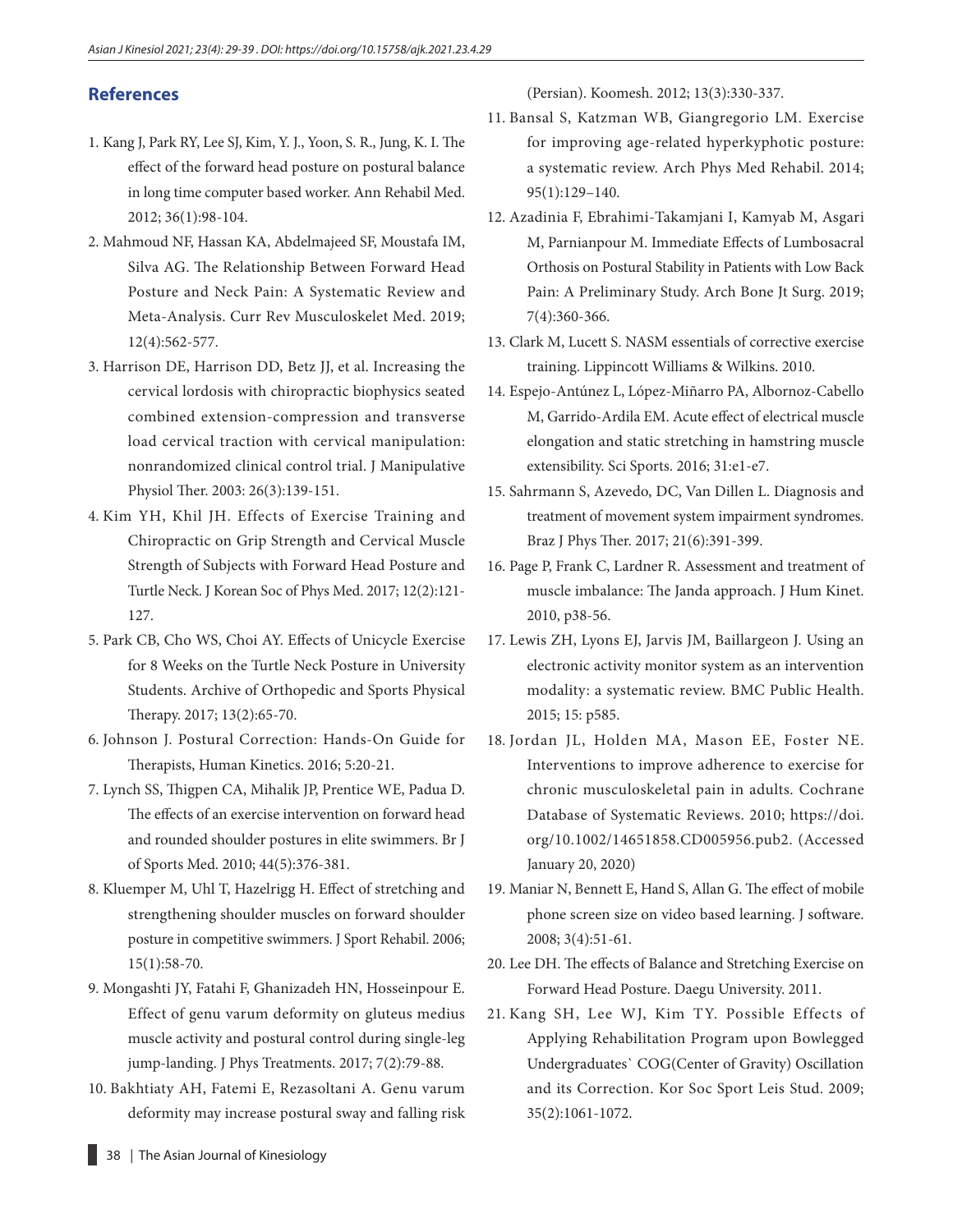## References

1. Kang J, Park RY, Lee SJ, Kim, Y. J., Yoon, S. R., Jung, K. I. The effect of the forward head posture on postural balance in long time computer based worker. Ann Rehabil Med. 2012; 36(1):98-104.
2. Mahmoud NF, Hassan KA, Abdelmajeed SF, Moustafa IM, Silva AG. The Relationship Between Forward Head Posture and Neck Pain: A Systematic Review and Meta-Analysis. Curr Rev Musculoskelet Med. 2019; 12(4):562-577.
3. Harrison DE, Harrison DD, Betz JJ, et al. Increasing the cervical lordosis with chiropractic biophysics seated combined extension-compression and transverse load cervical traction with cervical manipulation: nonrandomized clinical control trial. J Manipulative Physiol Ther. 2003: 26(3):139-151.
4. Kim YH, Khil JH. Effects of Exercise Training and Chiropractic on Grip Strength and Cervical Muscle Strength of Subjects with Forward Head Posture and Turtle Neck. J Korean Soc of Phys Med. 2017; 12(2):121-127.
5. Park CB, Cho WS, Choi AY. Effects of Unicycle Exercise for 8 Weeks on the Turtle Neck Posture in University Students. Archive of Orthopedic and Sports Physical Therapy. 2017; 13(2):65-70.
6. Johnson J. Postural Correction: Hands-On Guide for Therapists, Human Kinetics. 2016; 5:20-21.
7. Lynch SS, Thigpen CA, Mihalik JP, Prentice WE, Padua D. The effects of an exercise intervention on forward head and rounded shoulder postures in elite swimmers. Br J of Sports Med. 2010; 44(5):376-381.
8. Kluemper M, Uhl T, Hazelrigg H. Effect of stretching and strengthening shoulder muscles on forward shoulder posture in competitive swimmers. J Sport Rehabil. 2006; 15(1):58-70.
9. Mongashti JY, Fatahi F, Ghanizadeh HN, Hosseinpour E. Effect of genu varum deformity on gluteus medius muscle activity and postural control during single-leg jump-landing. J Phys Treatments. 2017; 7(2):79-88.
10. Bakhtiaty AH, Fatemi E, Rezasoltani A. Genu varum deformity may increase postural sway and falling risk (Persian). Koomesh. 2012; 13(3):330-337.
11. Bansal S, Katzman WB, Giangregorio LM. Exercise for improving age-related hyperkyphotic posture: a systematic review. Arch Phys Med Rehabil. 2014; 95(1):129–140.
12. Azadinia F, Ebrahimi-Takamjani I, Kamyab M, Asgari M, Parnianpour M. Immediate Effects of Lumbosacral Orthosis on Postural Stability in Patients with Low Back Pain: A Preliminary Study. Arch Bone Jt Surg. 2019; 7(4):360-366.
13. Clark M, Lucett S. NASM essentials of corrective exercise training. Lippincott Williams & Wilkins. 2010.
14. Espejo-Antúnez L, López-Miñarro PA, Albornoz-Cabello M, Garrido-Ardila EM. Acute effect of electrical muscle elongation and static stretching in hamstring muscle extensibility. Sci Sports. 2016; 31:e1-e7.
15. Sahrmann S, Azevedo, DC, Van Dillen L. Diagnosis and treatment of movement system impairment syndromes. Braz J Phys Ther. 2017; 21(6):391-399.
16. Page P, Frank C, Lardner R. Assessment and treatment of muscle imbalance: The Janda approach. J Hum Kinet. 2010, p38-56.
17. Lewis ZH, Lyons EJ, Jarvis JM, Baillargeon J. Using an electronic activity monitor system as an intervention modality: a systematic review. BMC Public Health. 2015; 15: p585.
18. Jordan JL, Holden MA, Mason EE, Foster NE. Interventions to improve adherence to exercise for chronic musculoskeletal pain in adults. Cochrane Database of Systematic Reviews. 2010; https://doi.org/10.1002/14651858.CD005956.pub2. (Accessed January 20, 2020)
19. Maniar N, Bennett E, Hand S, Allan G. The effect of mobile phone screen size on video based learning. J software. 2008; 3(4):51-61.
20. Lee DH. The effects of Balance and Stretching Exercise on Forward Head Posture. Daegu University. 2011.
21. Kang SH, Lee WJ, Kim TY. Possible Effects of Applying Rehabilitation Program upon Bowlegged Undergraduates` COG(Center of Gravity) Oscillation and its Correction. Kor Soc Sport Leis Stud. 2009; 35(2):1061-1072.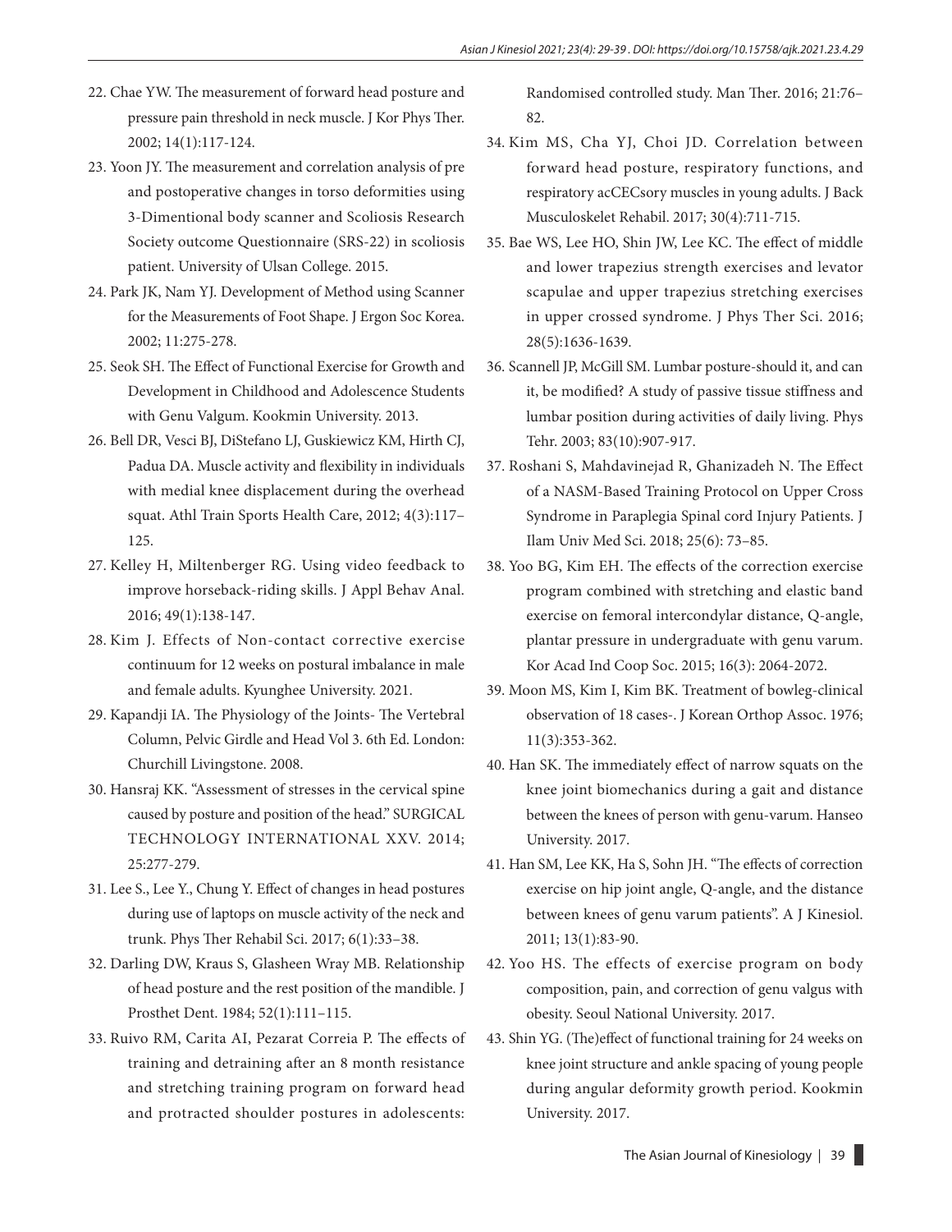22. Chae YW. The measurement of forward head posture and pressure pain threshold in neck muscle. J Kor Phys Ther. 2002; 14(1):117-124.
23. Yoon JY. The measurement and correlation analysis of pre and postoperative changes in torso deformities using 3-Dimentional body scanner and Scoliosis Research Society outcome Questionnaire (SRS-22) in scoliosis patient. University of Ulsan College. 2015.
24. Park JK, Nam YJ. Development of Method using Scanner for the Measurements of Foot Shape. J Ergon Soc Korea. 2002; 11:275-278.
25. Seok SH. The Effect of Functional Exercise for Growth and Development in Childhood and Adolescence Students with Genu Valgum. Kookmin University. 2013.
26. Bell DR, Vesci BJ, DiStefano LJ, Guskiewicz KM, Hirth CJ, Padua DA. Muscle activity and flexibility in individuals with medial knee displacement during the overhead squat. Athl Train Sports Health Care, 2012; 4(3):117–125.
27. Kelley H, Miltenberger RG. Using video feedback to improve horseback-riding skills. J Appl Behav Anal. 2016; 49(1):138-147.
28. Kim J. Effects of Non-contact corrective exercise continuum for 12 weeks on postural imbalance in male and female adults. Kyunghee University. 2021.
29. Kapandji IA. The Physiology of the Joints- The Vertebral Column, Pelvic Girdle and Head Vol 3. 6th Ed. London: Churchill Livingstone. 2008.
30. Hansraj KK. "Assessment of stresses in the cervical spine caused by posture and position of the head." SURGICAL TECHNOLOGY INTERNATIONAL XXV. 2014; 25:277-279.
31. Lee S., Lee Y., Chung Y. Effect of changes in head postures during use of laptops on muscle activity of the neck and trunk. Phys Ther Rehabil Sci. 2017; 6(1):33–38.
32. Darling DW, Kraus S, Glasheen Wray MB. Relationship of head posture and the rest position of the mandible. J Prosthet Dent. 1984; 52(1):111–115.
33. Ruivo RM, Carita AI, Pezarat Correia P. The effects of training and detraining after an 8 month resistance and stretching training program on forward head and protracted shoulder postures in adolescents: Randomised controlled study. Man Ther. 2016; 21:76–82.
34. Kim MS, Cha YJ, Choi JD. Correlation between forward head posture, respiratory functions, and respiratory acCECsory muscles in young adults. J Back Musculoskelet Rehabil. 2017; 30(4):711-715.
35. Bae WS, Lee HO, Shin JW, Lee KC. The effect of middle and lower trapezius strength exercises and levator scapulae and upper trapezius stretching exercises in upper crossed syndrome. J Phys Ther Sci. 2016; 28(5):1636-1639.
36. Scannell JP, McGill SM. Lumbar posture-should it, and can it, be modified? A study of passive tissue stiffness and lumbar position during activities of daily living. Phys Tehr. 2003; 83(10):907-917.
37. Roshani S, Mahdavinejad R, Ghanizadeh N. The Effect of a NASM-Based Training Protocol on Upper Cross Syndrome in Paraplegia Spinal cord Injury Patients. J Ilam Univ Med Sci. 2018; 25(6): 73–85.
38. Yoo BG, Kim EH. The effects of the correction exercise program combined with stretching and elastic band exercise on femoral intercondylar distance, Q-angle, plantar pressure in undergraduate with genu varum. Kor Acad Ind Coop Soc. 2015; 16(3): 2064-2072.
39. Moon MS, Kim I, Kim BK. Treatment of bowleg-clinical observation of 18 cases-. J Korean Orthop Assoc. 1976; 11(3):353-362.
40. Han SK. The immediately effect of narrow squats on the knee joint biomechanics during a gait and distance between the knees of person with genu-varum. Hanseo University. 2017.
41. Han SM, Lee KK, Ha S, Sohn JH. "The effects of correction exercise on hip joint angle, Q-angle, and the distance between knees of genu varum patients". A J Kinesiol. 2011; 13(1):83-90.
42. Yoo HS. The effects of exercise program on body composition, pain, and correction of genu valgus with obesity. Seoul National University. 2017.
43. Shin YG. (The)effect of functional training for 24 weeks on knee joint structure and ankle spacing of young people during angular deformity growth period. Kookmin University. 2017.